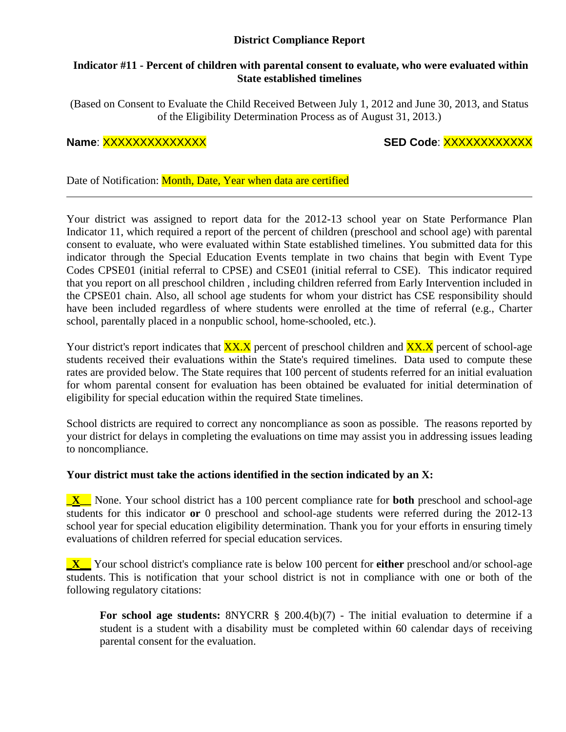**District Compliance Report**

**Indicator #11 - Percent of children with parental consent to evaluate, who were evaluated within State established timelines**

(Based on Consent to Evaluate the Child Received Between July 1, 2012 and June 30, 2013, and Status of the Eligibility Determination Process as of August 31, 2013.)

**Name**: XXXXXXXXXXXXXX **SED Code**: XXXXXXXXXXXX

Date of Notification: Month, Date, Year when data are certified

---

Your district was assigned to report data for the 2012-13 school year on State Performance Plan Indicator 11, which required a report of the percent of children (preschool and school age) with parental consent to evaluate, who were evaluated within State established timelines. You submitted data for this indicator through the Special Education Events template in two chains that begin with Event Type Codes CPSE01 (initial referral to CPSE) and CSE01 (initial referral to CSE). This indicator required that you report on all preschool children , including children referred from Early Intervention included in the CPSE01 chain. Also, all school age students for whom your district has CSE responsibility should have been included regardless of where students were enrolled at the time of referral (e.g., Charter school, parentally placed in a nonpublic school, home-schooled, etc.).

Your district's report indicates that XX.X percent of preschool children and XX.X percent of school-age students received their evaluations within the State's required timelines. Data used to compute these rates are provided below. The State requires that 100 percent of students referred for an initial evaluation for whom parental consent for evaluation has been obtained be evaluated for initial determination of eligibility for special education within the required State timelines.

School districts are required to correct any noncompliance as soon as possible. The reasons reported by your district for delays in completing the evaluations on time may assist you in addressing issues leading to noncompliance.

**Your district must take the actions identified in the section indicated by an X:**

**_X__** None. Your school district has a 100 percent compliance rate for **both** preschool and school-age students for this indicator **or** 0 preschool and school-age students were referred during the 2012-13 school year for special education eligibility determination. Thank you for your efforts in ensuring timely evaluations of children referred for special education services.

**_X__** Your school district's compliance rate is below 100 percent for **either** preschool and/or school-age students. This is notification that your school district is not in compliance with one or both of the following regulatory citations:

> **For school age students:** 8NYCRR § 200.4(b)(7) - The initial evaluation to determine if a student is a student with a disability must be completed within 60 calendar days of receiving parental consent for the evaluation.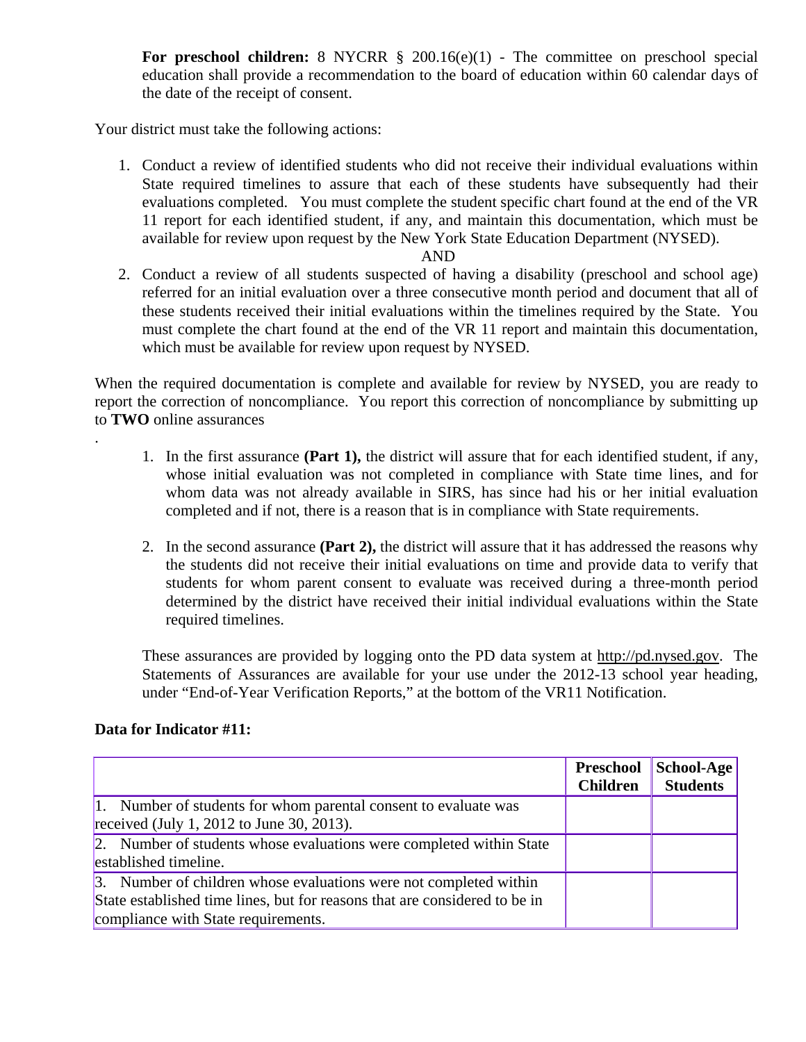**For preschool children:** 8 NYCRR § 200.16(e)(1) - The committee on preschool special education shall provide a recommendation to the board of education within 60 calendar days of the date of the receipt of consent.

Your district must take the following actions:

1. Conduct a review of identified students who did not receive their individual evaluations within State required timelines to assure that each of these students have subsequently had their evaluations completed. You must complete the student specific chart found at the end of the VR 11 report for each identified student, if any, and maintain this documentation, which must be available for review upon request by the New York State Education Department (NYSED).

   AND

2. Conduct a review of all students suspected of having a disability (preschool and school age) referred for an initial evaluation over a three consecutive month period and document that all of these students received their initial evaluations within the timelines required by the State. You must complete the chart found at the end of the VR 11 report and maintain this documentation, which must be available for review upon request by NYSED.

When the required documentation is complete and available for review by NYSED, you are ready to report the correction of noncompliance. You report this correction of noncompliance by submitting up to **TWO** online assurances

.

1. In the first assurance **(Part 1),** the district will assure that for each identified student, if any, whose initial evaluation was not completed in compliance with State time lines, and for whom data was not already available in SIRS, has since had his or her initial evaluation completed and if not, there is a reason that is in compliance with State requirements.

2. In the second assurance **(Part 2),** the district will assure that it has addressed the reasons why the students did not receive their initial evaluations on time and provide data to verify that students for whom parent consent to evaluate was received during a three-month period determined by the district have received their initial individual evaluations within the State required timelines.

These assurances are provided by logging onto the PD data system at http://pd.nysed.gov. The Statements of Assurances are available for your use under the 2012-13 school year heading, under "End-of-Year Verification Reports," at the bottom of the VR11 Notification.

**Data for Indicator #11:**

| | **Preschool Children** | **School-Age Students** |
|---|---|---|
| 1. Number of students for whom parental consent to evaluate was received (July 1, 2012 to June 30, 2013). | | |
| 2. Number of students whose evaluations were completed within State established timeline. | | |
| 3. Number of children whose evaluations were not completed within State established time lines, but for reasons that are considered to be in compliance with State requirements. | | |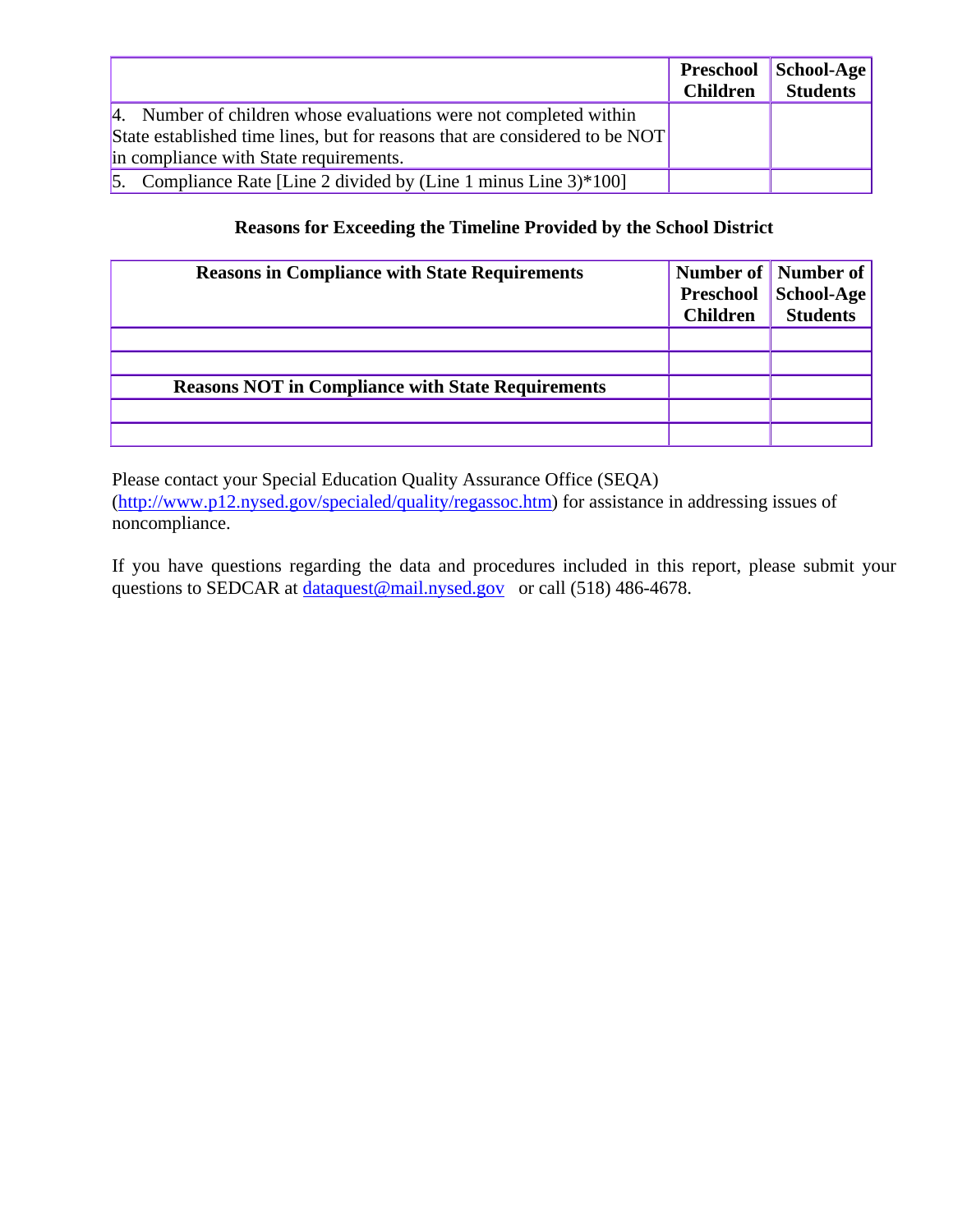| | Preschool Children | School-Age Students |
|---|---|---|
| 4. Number of children whose evaluations were not completed within State established time lines, but for reasons that are considered to be NOT in compliance with State requirements. | | |
| 5. Compliance Rate [Line 2 divided by (Line 1 minus Line 3)*100] | | |

**Reasons for Exceeding the Timeline Provided by the School District**

| Reasons in Compliance with State Requirements | Number of Preschool Children | Number of School-Age Students |
|---|---|---|
| | | |
| | | |
| **Reasons NOT in Compliance with State Requirements** | | |
| | | |
| | | |

Please contact your Special Education Quality Assurance Office (SEQA) (http://www.p12.nysed.gov/specialed/quality/regassoc.htm) for assistance in addressing issues of noncompliance.

If you have questions regarding the data and procedures included in this report, please submit your questions to SEDCAR at dataquest@mail.nysed.gov or call (518) 486-4678.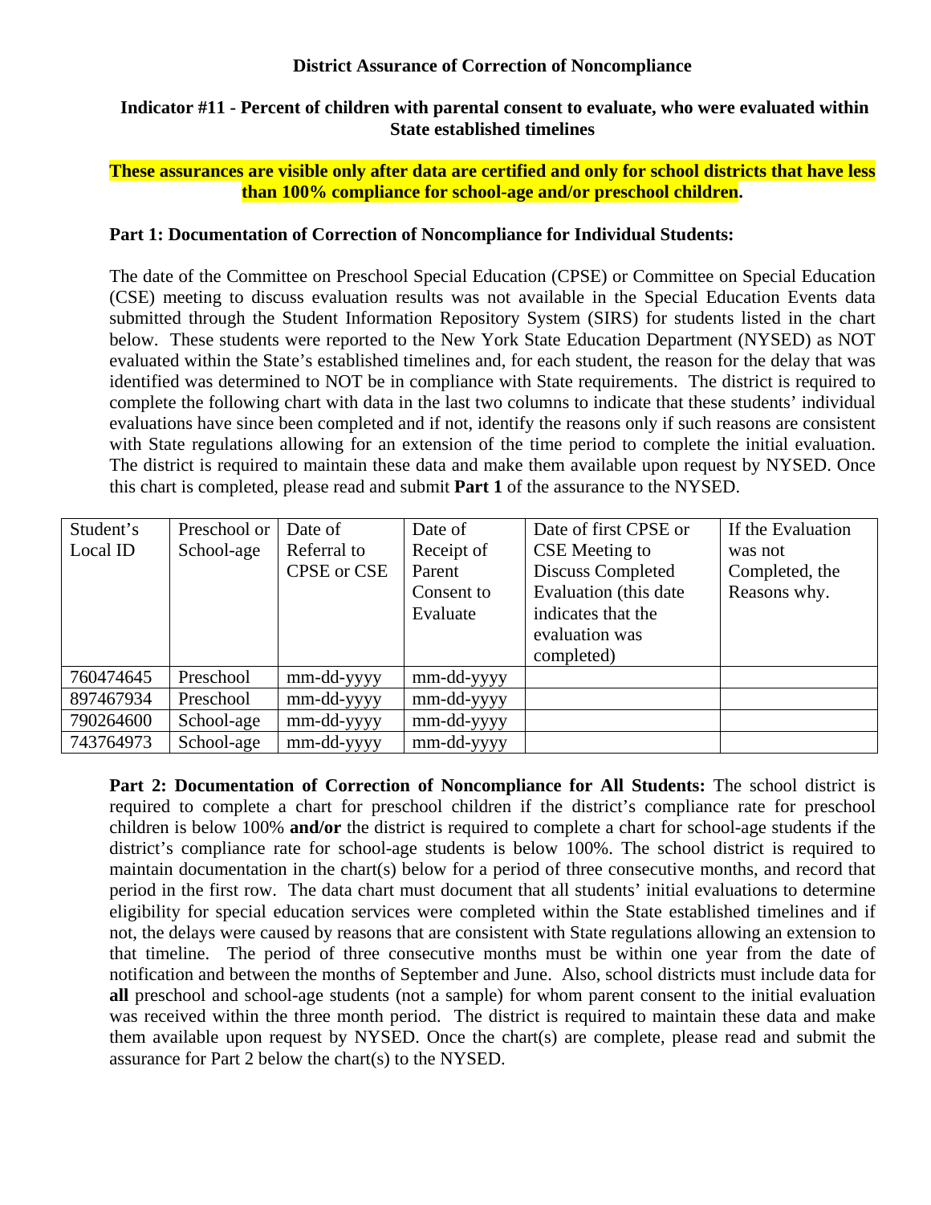## District Assurance of Correction of Noncompliance

### Indicator #11 - Percent of children with parental consent to evaluate, who were evaluated within State established timelines

**These assurances are visible only after data are certified and only for school districts that have less than 100% compliance for school-age and/or preschool children.**

### Part 1: Documentation of Correction of Noncompliance for Individual Students:

The date of the Committee on Preschool Special Education (CPSE) or Committee on Special Education (CSE) meeting to discuss evaluation results was not available in the Special Education Events data submitted through the Student Information Repository System (SIRS) for students listed in the chart below. These students were reported to the New York State Education Department (NYSED) as NOT evaluated within the State's established timelines and, for each student, the reason for the delay that was identified was determined to NOT be in compliance with State requirements. The district is required to complete the following chart with data in the last two columns to indicate that these students' individual evaluations have since been completed and if not, identify the reasons only if such reasons are consistent with State regulations allowing for an extension of the time period to complete the initial evaluation. The district is required to maintain these data and make them available upon request by NYSED. Once this chart is completed, please read and submit **Part 1** of the assurance to the NYSED.

| Student's Local ID | Preschool or School-age | Date of Referral to CPSE or CSE | Date of Receipt of Parent Consent to Evaluate | Date of first CPSE or CSE Meeting to Discuss Completed Evaluation (this date indicates that the evaluation was completed) | If the Evaluation was not Completed, the Reasons why. |
|---|---|---|---|---|---|
| 760474645 | Preschool | mm-dd-yyyy | mm-dd-yyyy | | |
| 897467934 | Preschool | mm-dd-yyyy | mm-dd-yyyy | | |
| 790264600 | School-age | mm-dd-yyyy | mm-dd-yyyy | | |
| 743764973 | School-age | mm-dd-yyyy | mm-dd-yyyy | | |

**Part 2: Documentation of Correction of Noncompliance for All Students:** The school district is required to complete a chart for preschool children if the district's compliance rate for preschool children is below 100% **and/or** the district is required to complete a chart for school-age students if the district's compliance rate for school-age students is below 100%. The school district is required to maintain documentation in the chart(s) below for a period of three consecutive months, and record that period in the first row. The data chart must document that all students' initial evaluations to determine eligibility for special education services were completed within the State established timelines and if not, the delays were caused by reasons that are consistent with State regulations allowing an extension to that timeline. The period of three consecutive months must be within one year from the date of notification and between the months of September and June. Also, school districts must include data for **all** preschool and school-age students (not a sample) for whom parent consent to the initial evaluation was received within the three month period. The district is required to maintain these data and make them available upon request by NYSED. Once the chart(s) are complete, please read and submit the assurance for Part 2 below the chart(s) to the NYSED.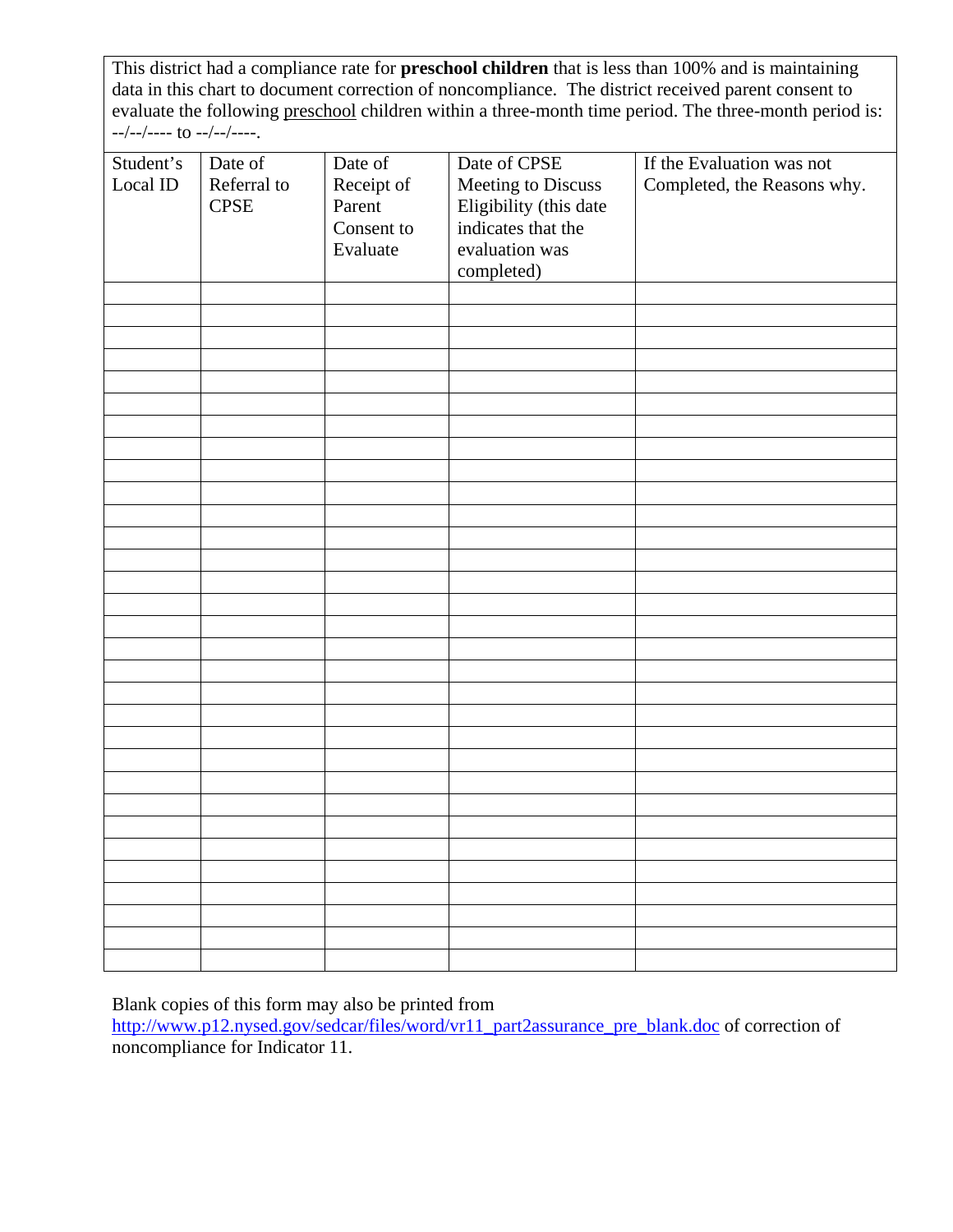This district had a compliance rate for **preschool children** that is less than 100% and is maintaining data in this chart to document correction of noncompliance. The district received parent consent to evaluate the following preschool children within a three-month time period. The three-month period is: --/--/---- to --/--/----.

| Student's Local ID | Date of Referral to CPSE | Date of Receipt of Parent Consent to Evaluate | Date of CPSE Meeting to Discuss Eligibility (this date indicates that the evaluation was completed) | If the Evaluation was not Completed, the Reasons why. |
|---|---|---|---|---|
| | | | | |
| | | | | |
| | | | | |
| | | | | |
| | | | | |
| | | | | |
| | | | | |
| | | | | |
| | | | | |
| | | | | |
| | | | | |
| | | | | |
| | | | | |
| | | | | |
| | | | | |
| | | | | |
| | | | | |
| | | | | |
| | | | | |
| | | | | |
| | | | | |
| | | | | |
| | | | | |
| | | | | |
| | | | | |
| | | | | |
| | | | | |
| | | | | |
| | | | | |
| | | | | |
| | | | | |

Blank copies of this form may also be printed from http://www.p12.nysed.gov/sedcar/files/word/vr11_part2assurance_pre_blank.doc of correction of noncompliance for Indicator 11.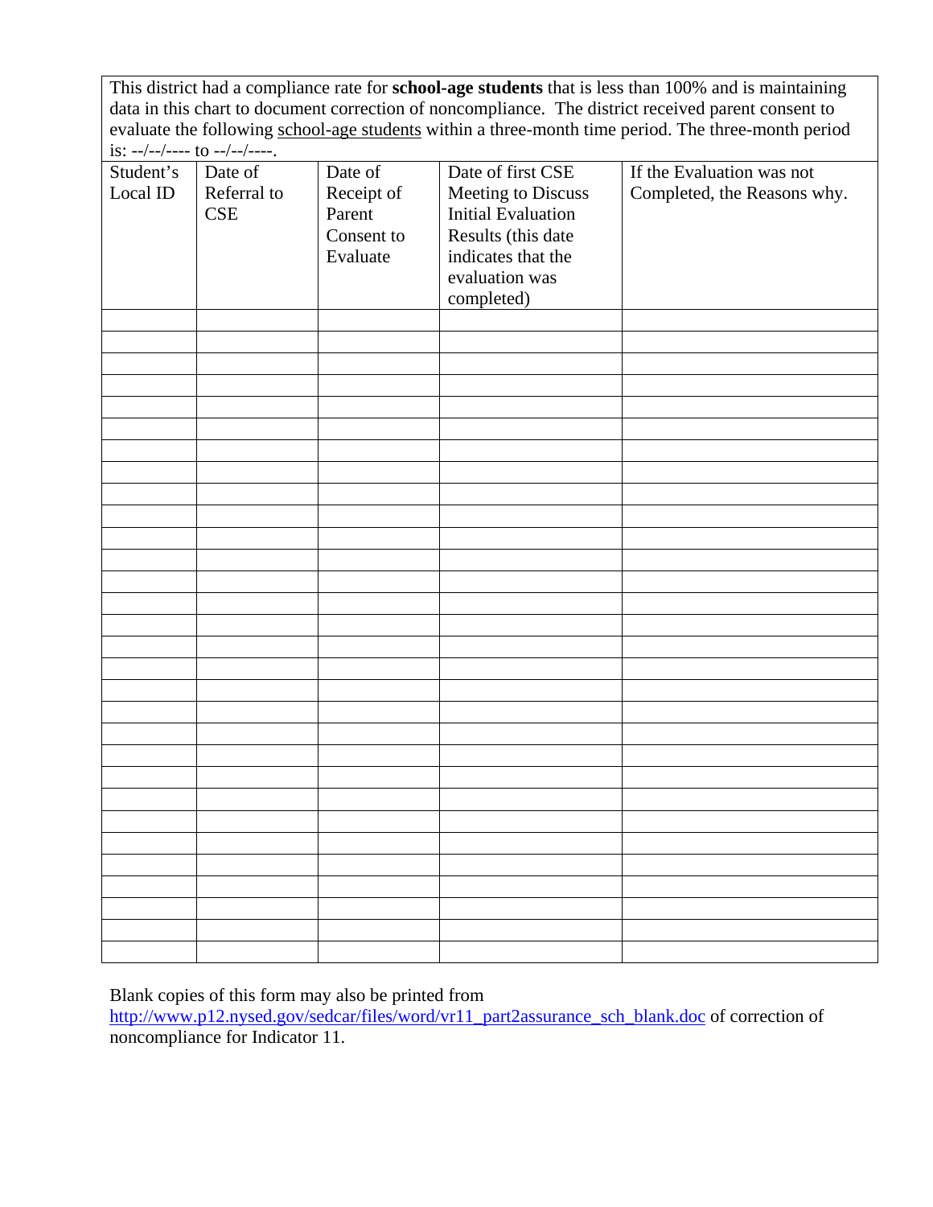This district had a compliance rate for **school-age students** that is less than 100% and is maintaining data in this chart to document correction of noncompliance. The district received parent consent to evaluate the following school-age students within a three-month time period. The three-month period is: --/--/---- to --/--/----.

| Student's Local ID | Date of Referral to CSE | Date of Receipt of Parent Consent to Evaluate | Date of first CSE Meeting to Discuss Initial Evaluation Results (this date indicates that the evaluation was completed) | If the Evaluation was not Completed, the Reasons why. |
|---|---|---|---|---|
| | | | | |
| | | | | |
| | | | | |
| | | | | |
| | | | | |
| | | | | |
| | | | | |
| | | | | |
| | | | | |
| | | | | |
| | | | | |
| | | | | |
| | | | | |
| | | | | |
| | | | | |
| | | | | |
| | | | | |
| | | | | |
| | | | | |
| | | | | |
| | | | | |
| | | | | |
| | | | | |
| | | | | |
| | | | | |
| | | | | |
| | | | | |
| | | | | |
| | | | | |
| | | | | |

Blank copies of this form may also be printed from http://www.p12.nysed.gov/sedcar/files/word/vr11_part2assurance_sch_blank.doc of correction of noncompliance for Indicator 11.